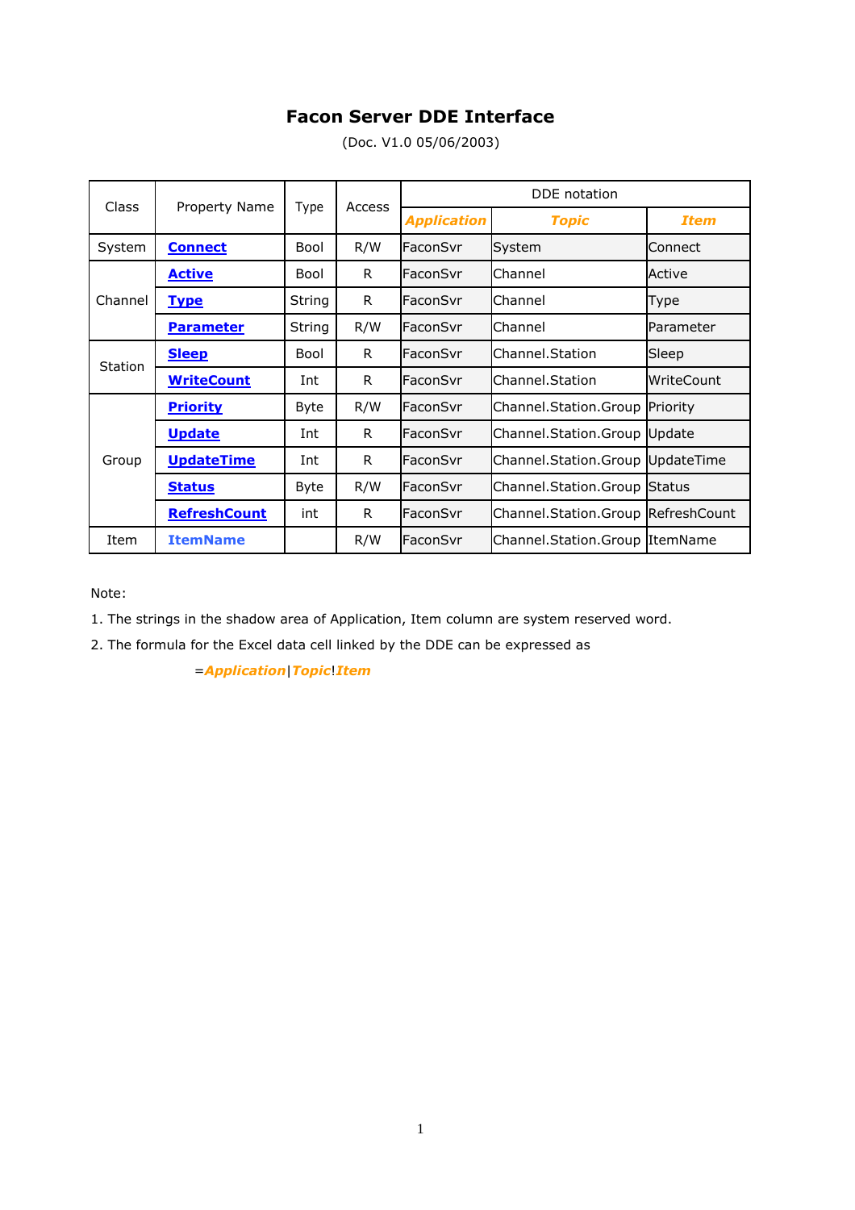# Facon Server DDE Interface

(Doc. V1.0 05/06/2003)

| Class | Property Name | Type | Access | DDE notation | | |
|---|---|---|---|---|---|---|
| | | | | ***Application*** | ***Topic*** | ***Item*** |
| System | **Connect** | Bool | R/W | FaconSvr | System | Connect |
| Channel | **Active** | Bool | R | FaconSvr | Channel | Active |
| | **Type** | String | R | FaconSvr | Channel | Type |
| | **Parameter** | String | R/W | FaconSvr | Channel | Parameter |
| Station | **Sleep** | Bool | R | FaconSvr | Channel.Station | Sleep |
| | **WriteCount** | Int | R | FaconSvr | Channel.Station | WriteCount |
| Group | **Priority** | Byte | R/W | FaconSvr | Channel.Station.Group | Priority |
| | **Update** | Int | R | FaconSvr | Channel.Station.Group | Update |
| | **UpdateTime** | Int | R | FaconSvr | Channel.Station.Group | UpdateTime |
| | **Status** | Byte | R/W | FaconSvr | Channel.Station.Group | Status |
| | **RefreshCount** | int | R | FaconSvr | Channel.Station.Group | RefreshCount |
| Item | **ItemName** | | R/W | FaconSvr | Channel.Station.Group | ItemName |

Note:

1. The strings in the shadow area of Application, Item column are system reserved word.
2. The formula for the Excel data cell linked by the DDE can be expressed as

   =***Application***|***Topic***!***Item***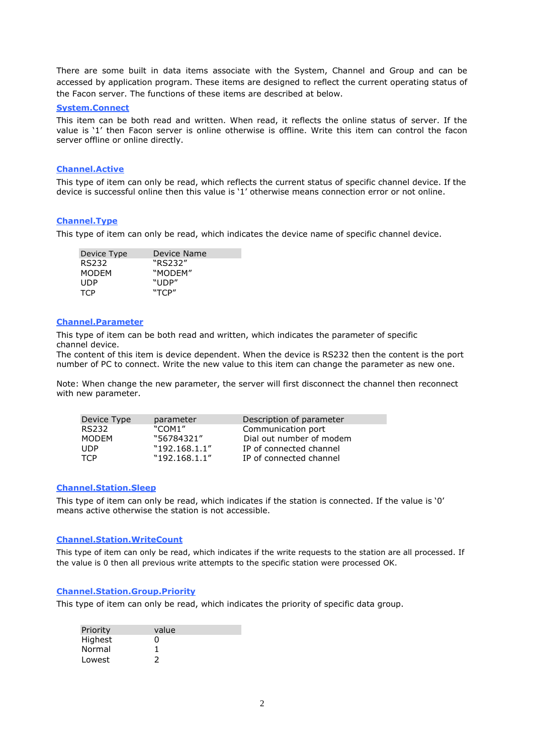There are some built in data items associate with the System, Channel and Group and can be accessed by application program. These items are designed to reflect the current operating status of the Facon server. The functions of these items are described at below.

### System.Connect

This item can be both read and written. When read, it reflects the online status of server. If the value is '1' then Facon server is online otherwise is offline. Write this item can control the facon server offline or online directly.

### Channel.Active

This type of item can only be read, which reflects the current status of specific channel device. If the device is successful online then this value is '1' otherwise means connection error or not online.

### Channel.Type

This type of item can only be read, which indicates the device name of specific channel device.

| Device Type | Device Name |
|---|---|
| RS232 | "RS232" |
| MODEM | "MODEM" |
| UDP | "UDP" |
| TCP | "TCP" |

### Channel.Parameter

This type of item can be both read and written, which indicates the parameter of specific channel device.
The content of this item is device dependent. When the device is RS232 then the content is the port number of PC to connect. Write the new value to this item can change the parameter as new one.

Note: When change the new parameter, the server will first disconnect the channel then reconnect with new parameter.

| Device Type | parameter | Description of parameter |
|---|---|---|
| RS232 | "COM1" | Communication port |
| MODEM | "56784321" | Dial out number of modem |
| UDP | "192.168.1.1" | IP of connected channel |
| TCP | "192.168.1.1" | IP of connected channel |

### Channel.Station.Sleep

This type of item can only be read, which indicates if the station is connected. If the value is '0' means active otherwise the station is not accessible.

### Channel.Station.WriteCount

This type of item can only be read, which indicates if the write requests to the station are all processed. If the value is 0 then all previous write attempts to the specific station were processed OK.

### Channel.Station.Group.Priority

This type of item can only be read, which indicates the priority of specific data group.

| Priority | value |
|---|---|
| Highest | 0 |
| Normal | 1 |
| Lowest | 2 |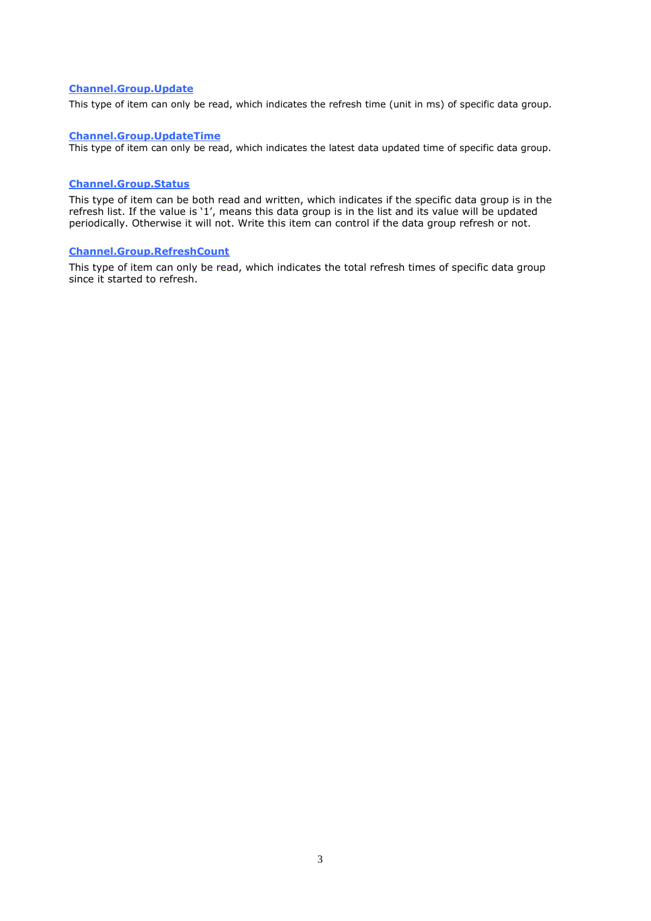### Channel.Group.Update

This type of item can only be read, which indicates the refresh time (unit in ms) of specific data group.

### Channel.Group.UpdateTime

This type of item can only be read, which indicates the latest data updated time of specific data group.

### Channel.Group.Status

This type of item can be both read and written, which indicates if the specific data group is in the refresh list. If the value is '1', means this data group is in the list and its value will be updated periodically. Otherwise it will not. Write this item can control if the data group refresh or not.

### Channel.Group.RefreshCount

This type of item can only be read, which indicates the total refresh times of specific data group since it started to refresh.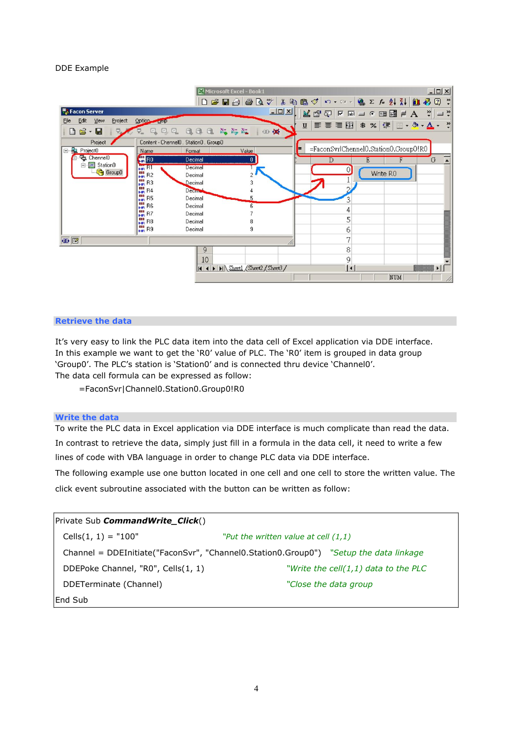DDE Example

## Retrieve the data

It's very easy to link the PLC data item into the data cell of Excel application via DDE interface. In this example we want to get the 'R0' value of PLC. The 'R0' item is grouped in data group 'Group0'. The PLC's station is 'Station0' and is connected thru device 'Channel0'.
The data cell formula can be expressed as follow:

=FaconSvr|Channel0.Station0.Group0!R0

## Write the data

To write the PLC data in Excel application via DDE interface is much complicate than read the data. In contrast to retrieve the data, simply just fill in a formula in the data cell, it need to write a few lines of code with VBA language in order to change PLC data via DDE interface.

The following example use one button located in one cell and one cell to store the written value. The click event subroutine associated with the button can be written as follow:

```
Private Sub CommandWrite_Click()
    Cells(1, 1) = "100"                                          "Put the written value at cell (1,1)
    Channel = DDEInitiate("FaconSvr", "Channel0.Station0.Group0")   "Setup the data linkage
    DDEPoke Channel, "R0", Cells(1, 1)                           "Write the cell(1,1) data to the PLC
    DDETerminate (Channel)                                       "Close the data group
End Sub
```